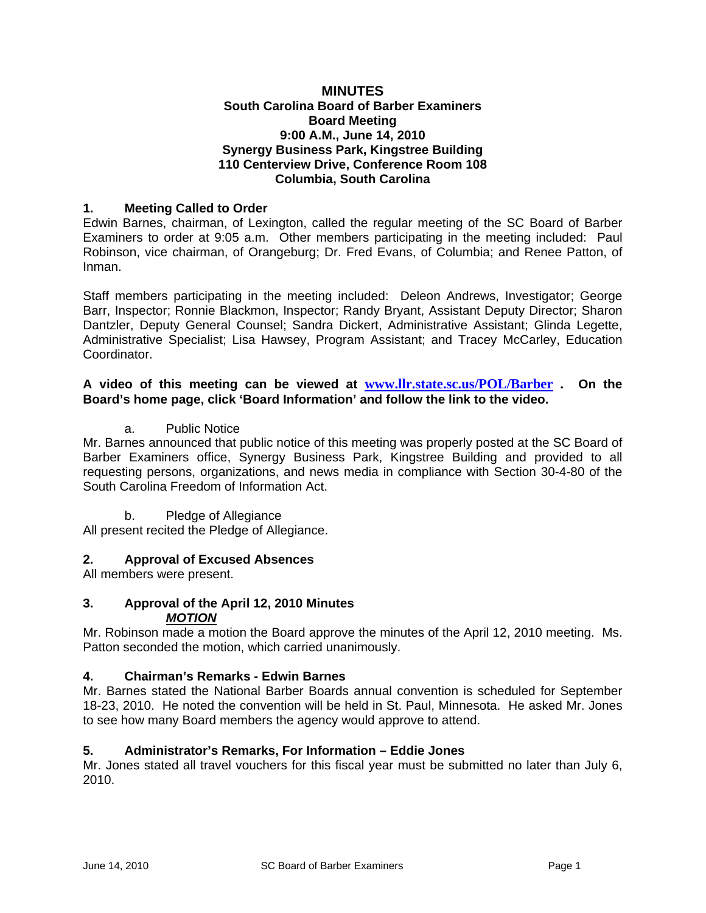# MINUTES

**South Carolina Board of Barber Examiners**
**Board Meeting**
**9:00 A.M., June 14, 2010**
**Synergy Business Park, Kingstree Building**
**110 Centerview Drive, Conference Room 108**
**Columbia, South Carolina**

## 1. Meeting Called to Order

Edwin Barnes, chairman, of Lexington, called the regular meeting of the SC Board of Barber Examiners to order at 9:05 a.m. Other members participating in the meeting included: Paul Robinson, vice chairman, of Orangeburg; Dr. Fred Evans, of Columbia; and Renee Patton, of Inman.

Staff members participating in the meeting included: Deleon Andrews, Investigator; George Barr, Inspector; Ronnie Blackmon, Inspector; Randy Bryant, Assistant Deputy Director; Sharon Dantzler, Deputy General Counsel; Sandra Dickert, Administrative Assistant; Glinda Legette, Administrative Specialist; Lisa Hawsey, Program Assistant; and Tracey McCarley, Education Coordinator.

**A video of this meeting can be viewed at www.llr.state.sc.us/POL/Barber . On the Board's home page, click 'Board Information' and follow the link to the video.**

a. Public Notice

Mr. Barnes announced that public notice of this meeting was properly posted at the SC Board of Barber Examiners office, Synergy Business Park, Kingstree Building and provided to all requesting persons, organizations, and news media in compliance with Section 30-4-80 of the South Carolina Freedom of Information Act.

b. Pledge of Allegiance

All present recited the Pledge of Allegiance.

## 2. Approval of Excused Absences

All members were present.

## 3. Approval of the April 12, 2010 Minutes

***MOTION***

Mr. Robinson made a motion the Board approve the minutes of the April 12, 2010 meeting. Ms. Patton seconded the motion, which carried unanimously.

## 4. Chairman's Remarks - Edwin Barnes

Mr. Barnes stated the National Barber Boards annual convention is scheduled for September 18-23, 2010. He noted the convention will be held in St. Paul, Minnesota. He asked Mr. Jones to see how many Board members the agency would approve to attend.

## 5. Administrator's Remarks, For Information – Eddie Jones

Mr. Jones stated all travel vouchers for this fiscal year must be submitted no later than July 6, 2010.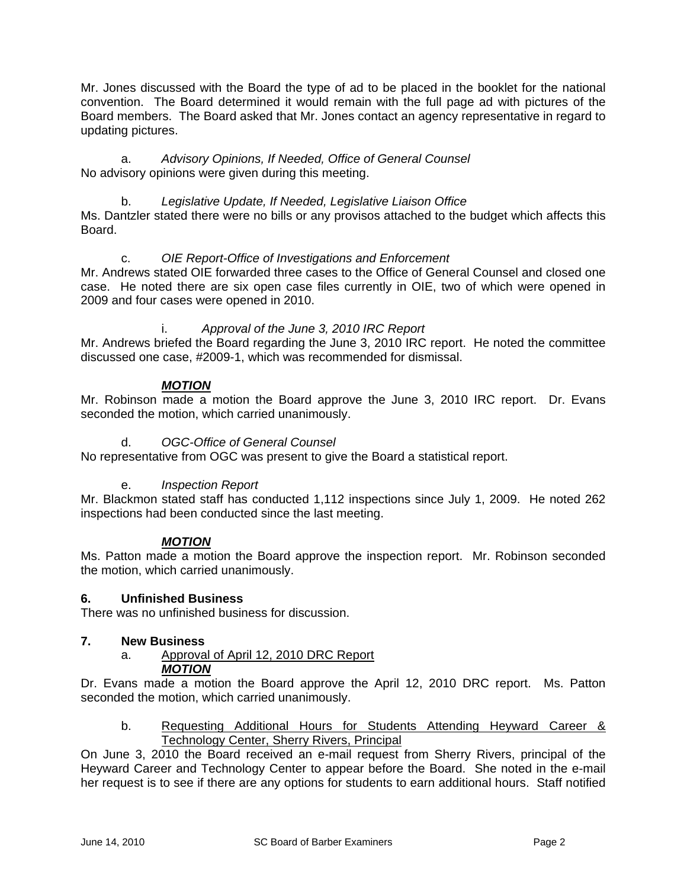Mr. Jones discussed with the Board the type of ad to be placed in the booklet for the national convention. The Board determined it would remain with the full page ad with pictures of the Board members. The Board asked that Mr. Jones contact an agency representative in regard to updating pictures.

a. *Advisory Opinions, If Needed, Office of General Counsel*
No advisory opinions were given during this meeting.

b. *Legislative Update, If Needed, Legislative Liaison Office*
Ms. Dantzler stated there were no bills or any provisos attached to the budget which affects this Board.

c. *OIE Report-Office of Investigations and Enforcement*
Mr. Andrews stated OIE forwarded three cases to the Office of General Counsel and closed one case. He noted there are six open case files currently in OIE, two of which were opened in 2009 and four cases were opened in 2010.

i. *Approval of the June 3, 2010 IRC Report*
Mr. Andrews briefed the Board regarding the June 3, 2010 IRC report. He noted the committee discussed one case, #2009-1, which was recommended for dismissal.

***MOTION***
Mr. Robinson made a motion the Board approve the June 3, 2010 IRC report. Dr. Evans seconded the motion, which carried unanimously.

d. *OGC-Office of General Counsel*
No representative from OGC was present to give the Board a statistical report.

e. *Inspection Report*
Mr. Blackmon stated staff has conducted 1,112 inspections since July 1, 2009. He noted 262 inspections had been conducted since the last meeting.

***MOTION***
Ms. Patton made a motion the Board approve the inspection report. Mr. Robinson seconded the motion, which carried unanimously.

**6. Unfinished Business**
There was no unfinished business for discussion.

**7. New Business**

a. Approval of April 12, 2010 DRC Report

***MOTION***
Dr. Evans made a motion the Board approve the April 12, 2010 DRC report. Ms. Patton seconded the motion, which carried unanimously.

b. Requesting Additional Hours for Students Attending Heyward Career & Technology Center, Sherry Rivers, Principal

On June 3, 2010 the Board received an e-mail request from Sherry Rivers, principal of the Heyward Career and Technology Center to appear before the Board. She noted in the e-mail her request is to see if there are any options for students to earn additional hours. Staff notified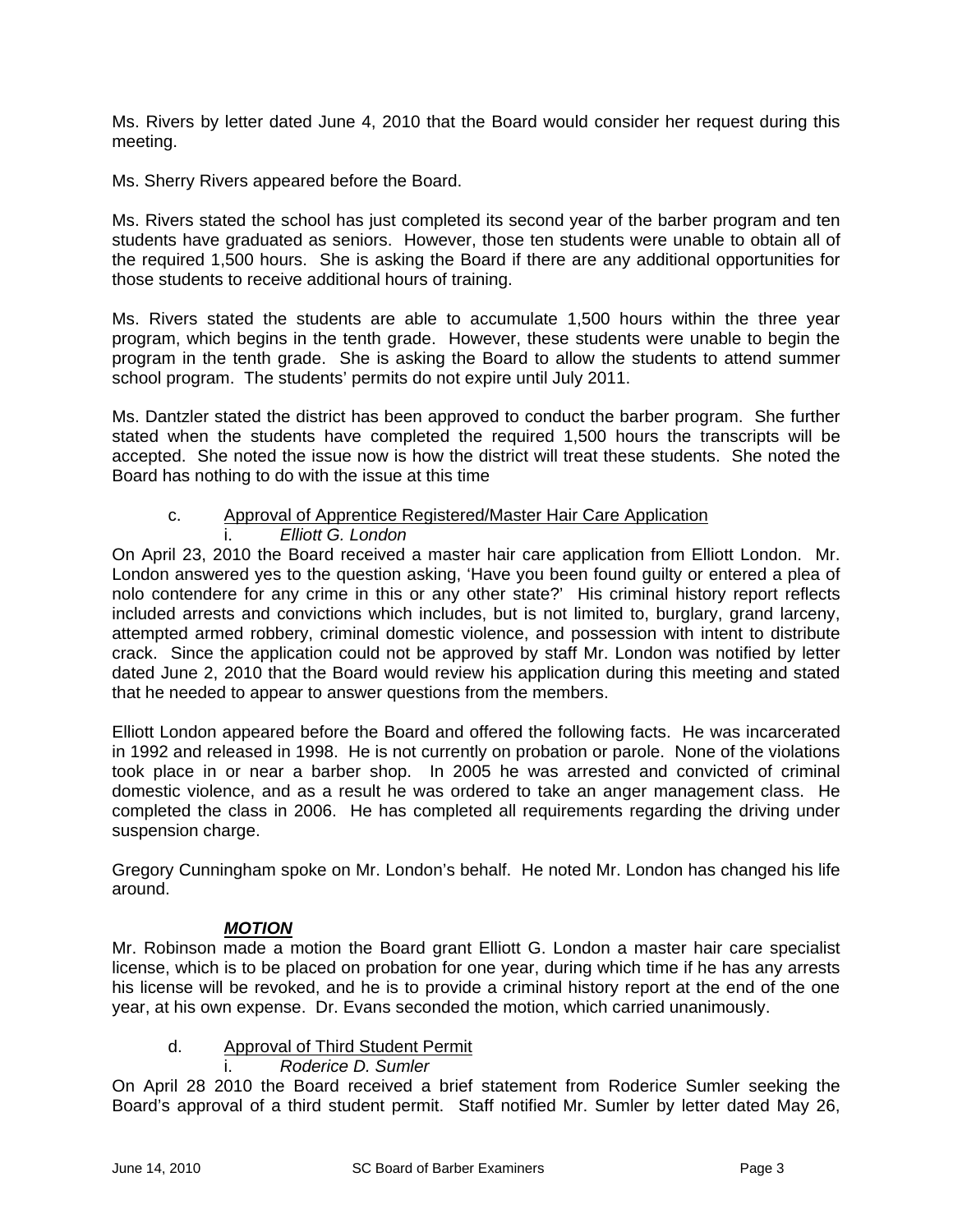Ms. Rivers by letter dated June 4, 2010 that the Board would consider her request during this meeting.

Ms. Sherry Rivers appeared before the Board.

Ms. Rivers stated the school has just completed its second year of the barber program and ten students have graduated as seniors. However, those ten students were unable to obtain all of the required 1,500 hours. She is asking the Board if there are any additional opportunities for those students to receive additional hours of training.

Ms. Rivers stated the students are able to accumulate 1,500 hours within the three year program, which begins in the tenth grade. However, these students were unable to begin the program in the tenth grade. She is asking the Board to allow the students to attend summer school program. The students' permits do not expire until July 2011.

Ms. Dantzler stated the district has been approved to conduct the barber program. She further stated when the students have completed the required 1,500 hours the transcripts will be accepted. She noted the issue now is how the district will treat these students. She noted the Board has nothing to do with the issue at this time

c. Approval of Apprentice Registered/Master Hair Care Application

i. *Elliott G. London*

On April 23, 2010 the Board received a master hair care application from Elliott London. Mr. London answered yes to the question asking, 'Have you been found guilty or entered a plea of nolo contendere for any crime in this or any other state?' His criminal history report reflects included arrests and convictions which includes, but is not limited to, burglary, grand larceny, attempted armed robbery, criminal domestic violence, and possession with intent to distribute crack. Since the application could not be approved by staff Mr. London was notified by letter dated June 2, 2010 that the Board would review his application during this meeting and stated that he needed to appear to answer questions from the members.

Elliott London appeared before the Board and offered the following facts. He was incarcerated in 1992 and released in 1998. He is not currently on probation or parole. None of the violations took place in or near a barber shop. In 2005 he was arrested and convicted of criminal domestic violence, and as a result he was ordered to take an anger management class. He completed the class in 2006. He has completed all requirements regarding the driving under suspension charge.

Gregory Cunningham spoke on Mr. London's behalf. He noted Mr. London has changed his life around.

***MOTION***

Mr. Robinson made a motion the Board grant Elliott G. London a master hair care specialist license, which is to be placed on probation for one year, during which time if he has any arrests his license will be revoked, and he is to provide a criminal history report at the end of the one year, at his own expense. Dr. Evans seconded the motion, which carried unanimously.

d. Approval of Third Student Permit

i. *Roderice D. Sumler*

On April 28 2010 the Board received a brief statement from Roderice Sumler seeking the Board's approval of a third student permit. Staff notified Mr. Sumler by letter dated May 26,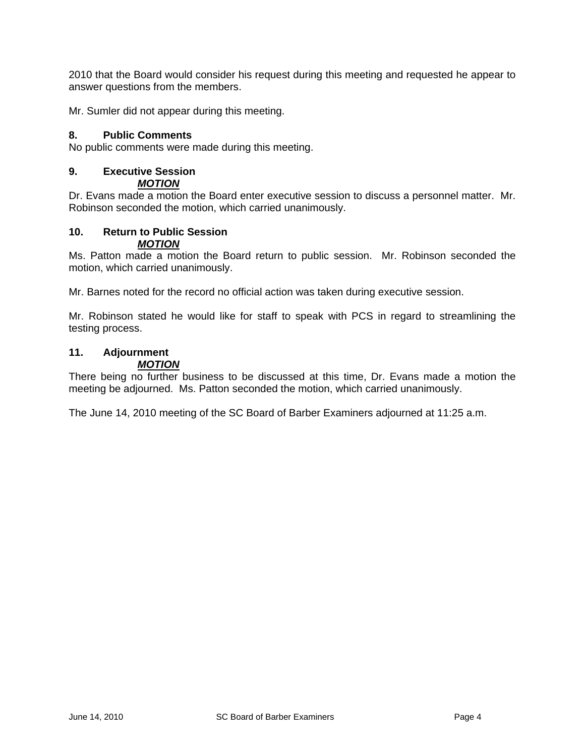2010 that the Board would consider his request during this meeting and requested he appear to answer questions from the members.

Mr. Sumler did not appear during this meeting.

### 8. Public Comments

No public comments were made during this meeting.

### 9. Executive Session

***MOTION***

Dr. Evans made a motion the Board enter executive session to discuss a personnel matter. Mr. Robinson seconded the motion, which carried unanimously.

### 10. Return to Public Session

***MOTION***

Ms. Patton made a motion the Board return to public session. Mr. Robinson seconded the motion, which carried unanimously.

Mr. Barnes noted for the record no official action was taken during executive session.

Mr. Robinson stated he would like for staff to speak with PCS in regard to streamlining the testing process.

### 11. Adjournment

***MOTION***

There being no further business to be discussed at this time, Dr. Evans made a motion the meeting be adjourned. Ms. Patton seconded the motion, which carried unanimously.

The June 14, 2010 meeting of the SC Board of Barber Examiners adjourned at 11:25 a.m.